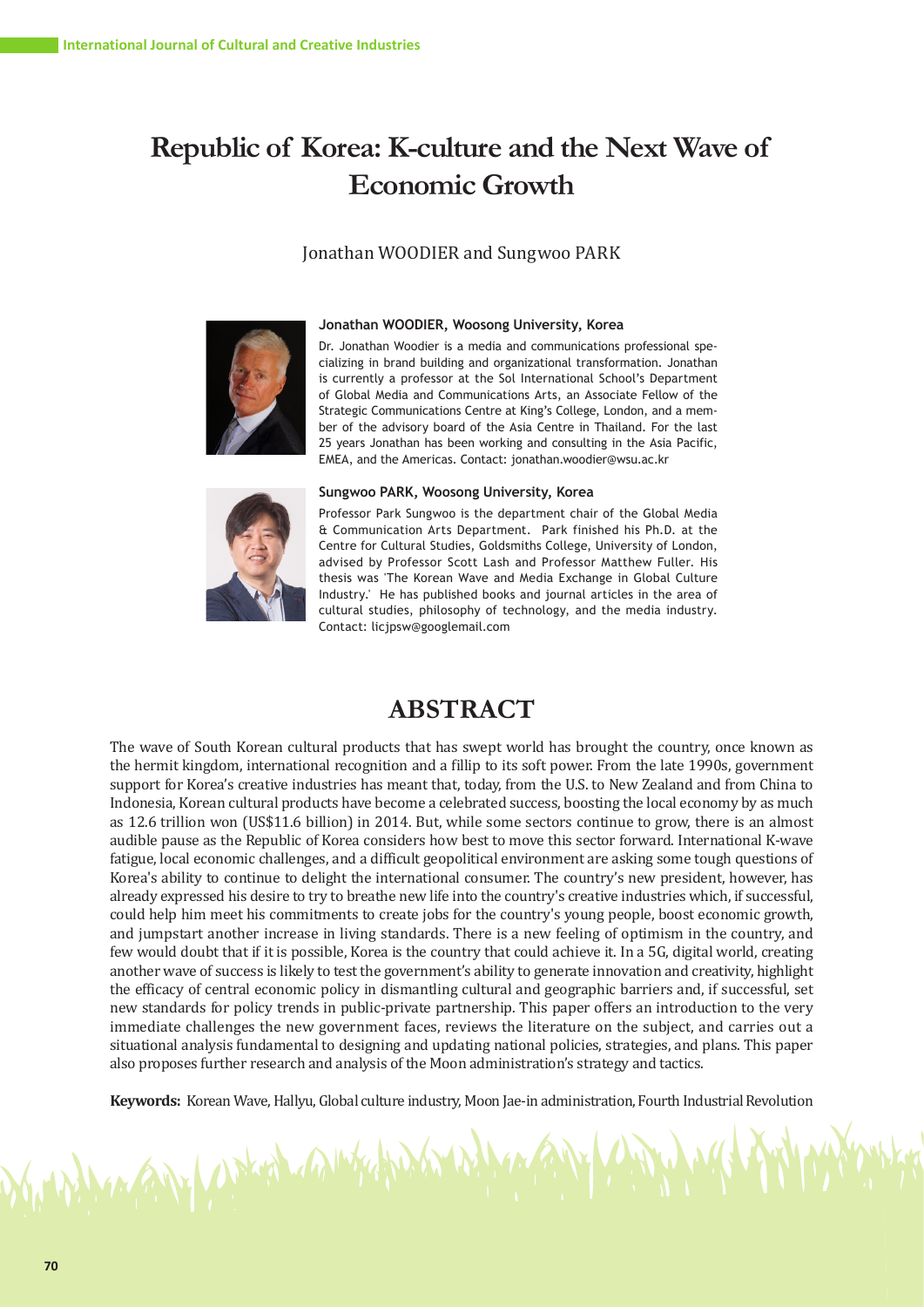# Republic of Korea: K-culture and the Next Wave of Economic Growth

Jonathan WOODIER and Sungwoo PARK

**Jonathan WOODIER, Woosong University, Korea**

Dr. Jonathan Woodier is a media and communications professional specializing in brand building and organizational transformation. Jonathan is currently a professor at the Sol International School's Department of Global Media and Communications Arts, an Associate Fellow of the Strategic Communications Centre at King's College, London, and a member of the advisory board of the Asia Centre in Thailand. For the last 25 years Jonathan has been working and consulting in the Asia Pacific, EMEA, and the Americas. Contact: jonathan.woodier@wsu.ac.kr

**Sungwoo PARK, Woosong University, Korea**

Professor Park Sungwoo is the department chair of the Global Media & Communication Arts Department. Park finished his Ph.D. at the Centre for Cultural Studies, Goldsmiths College, University of London, advised by Professor Scott Lash and Professor Matthew Fuller. His thesis was 'The Korean Wave and Media Exchange in Global Culture Industry.' He has published books and journal articles in the area of cultural studies, philosophy of technology, and the media industry. Contact: licjpsw@googlemail.com

## ABSTRACT

The wave of South Korean cultural products that has swept world has brought the country, once known as the hermit kingdom, international recognition and a fillip to its soft power. From the late 1990s, government support for Korea's creative industries has meant that, today, from the U.S. to New Zealand and from China to Indonesia, Korean cultural products have become a celebrated success, boosting the local economy by as much as 12.6 trillion won (US$11.6 billion) in 2014. But, while some sectors continue to grow, there is an almost audible pause as the Republic of Korea considers how best to move this sector forward. International K-wave fatigue, local economic challenges, and a difficult geopolitical environment are asking some tough questions of Korea's ability to continue to delight the international consumer. The country's new president, however, has already expressed his desire to try to breathe new life into the country's creative industries which, if successful, could help him meet his commitments to create jobs for the country's young people, boost economic growth, and jumpstart another increase in living standards. There is a new feeling of optimism in the country, and few would doubt that if it is possible, Korea is the country that could achieve it. In a 5G, digital world, creating another wave of success is likely to test the government's ability to generate innovation and creativity, highlight the efficacy of central economic policy in dismantling cultural and geographic barriers and, if successful, set new standards for policy trends in public-private partnership. This paper offers an introduction to the very immediate challenges the new government faces, reviews the literature on the subject, and carries out a situational analysis fundamental to designing and updating national policies, strategies, and plans. This paper also proposes further research and analysis of the Moon administration's strategy and tactics.

**Keywords:** Korean Wave, Hallyu, Global culture industry, Moon Jae-in administration, Fourth Industrial Revolution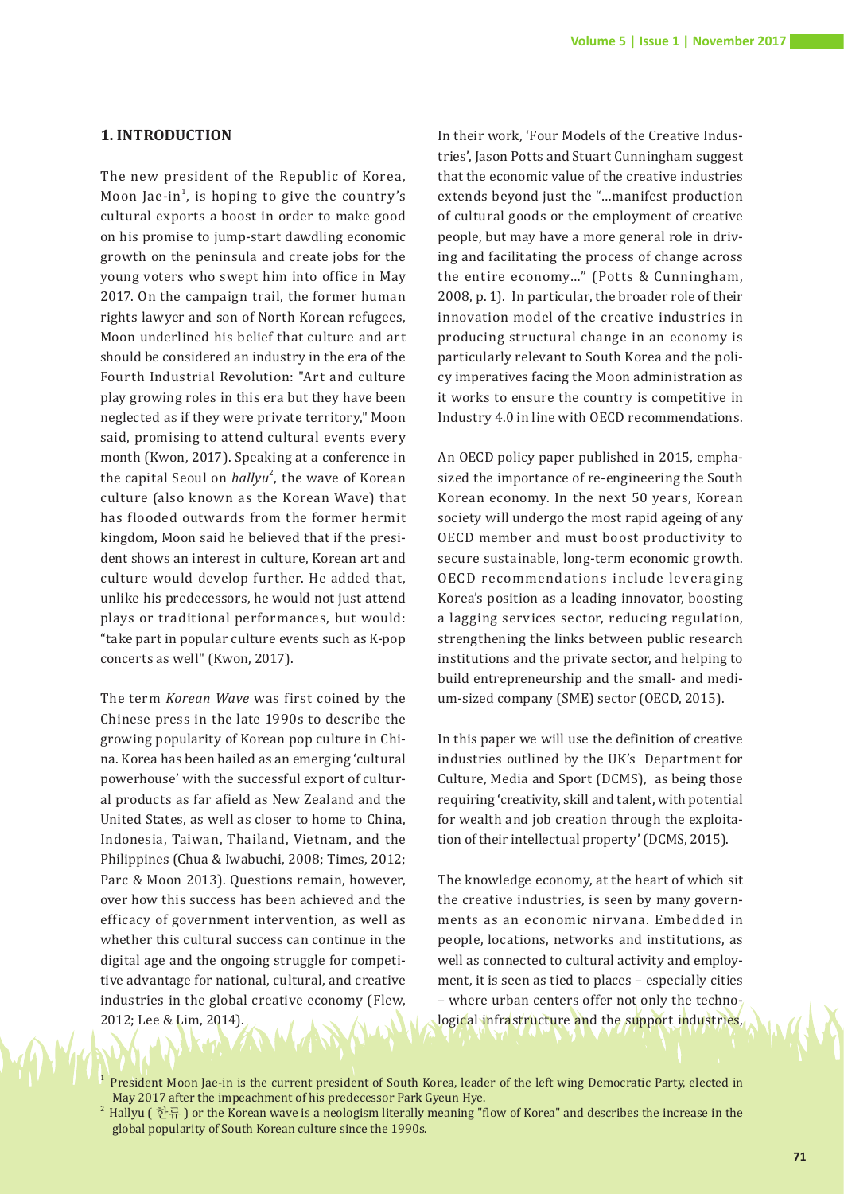## 1. INTRODUCTION

The new president of the Republic of Korea, Moon Jae-in[1], is hoping to give the country's cultural exports a boost in order to make good on his promise to jump-start dawdling economic growth on the peninsula and create jobs for the young voters who swept him into office in May 2017. On the campaign trail, the former human rights lawyer and son of North Korean refugees, Moon underlined his belief that culture and art should be considered an industry in the era of the Fourth Industrial Revolution: "Art and culture play growing roles in this era but they have been neglected as if they were private territory," Moon said, promising to attend cultural events every month (Kwon, 2017). Speaking at a conference in the capital Seoul on *hallyu*[2], the wave of Korean culture (also known as the Korean Wave) that has flooded outwards from the former hermit kingdom, Moon said he believed that if the president shows an interest in culture, Korean art and culture would develop further. He added that, unlike his predecessors, he would not just attend plays or traditional performances, but would: "take part in popular culture events such as K-pop concerts as well" (Kwon, 2017).

The term *Korean Wave* was first coined by the Chinese press in the late 1990s to describe the growing popularity of Korean pop culture in China. Korea has been hailed as an emerging 'cultural powerhouse' with the successful export of cultural products as far afield as New Zealand and the United States, as well as closer to home to China, Indonesia, Taiwan, Thailand, Vietnam, and the Philippines (Chua & Iwabuchi, 2008; Times, 2012; Parc & Moon 2013). Questions remain, however, over how this success has been achieved and the efficacy of government intervention, as well as whether this cultural success can continue in the digital age and the ongoing struggle for competitive advantage for national, cultural, and creative industries in the global creative economy (Flew, 2012; Lee & Lim, 2014).

In their work, 'Four Models of the Creative Industries', Jason Potts and Stuart Cunningham suggest that the economic value of the creative industries extends beyond just the "...manifest production of cultural goods or the employment of creative people, but may have a more general role in driving and facilitating the process of change across the entire economy..." (Potts & Cunningham, 2008, p. 1). In particular, the broader role of their innovation model of the creative industries in producing structural change in an economy is particularly relevant to South Korea and the policy imperatives facing the Moon administration as it works to ensure the country is competitive in Industry 4.0 in line with OECD recommendations.

An OECD policy paper published in 2015, emphasized the importance of re-engineering the South Korean economy. In the next 50 years, Korean society will undergo the most rapid ageing of any OECD member and must boost productivity to secure sustainable, long-term economic growth. OECD recommendations include leveraging Korea's position as a leading innovator, boosting a lagging services sector, reducing regulation, strengthening the links between public research institutions and the private sector, and helping to build entrepreneurship and the small- and medium-sized company (SME) sector (OECD, 2015).

In this paper we will use the definition of creative industries outlined by the UK's Department for Culture, Media and Sport (DCMS), as being those requiring 'creativity, skill and talent, with potential for wealth and job creation through the exploitation of their intellectual property' (DCMS, 2015).

The knowledge economy, at the heart of which sit the creative industries, is seen by many governments as an economic nirvana. Embedded in people, locations, networks and institutions, as well as connected to cultural activity and employment, it is seen as tied to places – especially cities – where urban centers offer not only the technological infrastructure and the support industries,

[1] President Moon Jae-in is the current president of South Korea, leader of the left wing Democratic Party, elected in May 2017 after the impeachment of his predecessor Park Gyeun Hye.

[2] Hallyu ( 한류 ) or the Korean wave is a neologism literally meaning "flow of Korea" and describes the increase in the global popularity of South Korean culture since the 1990s.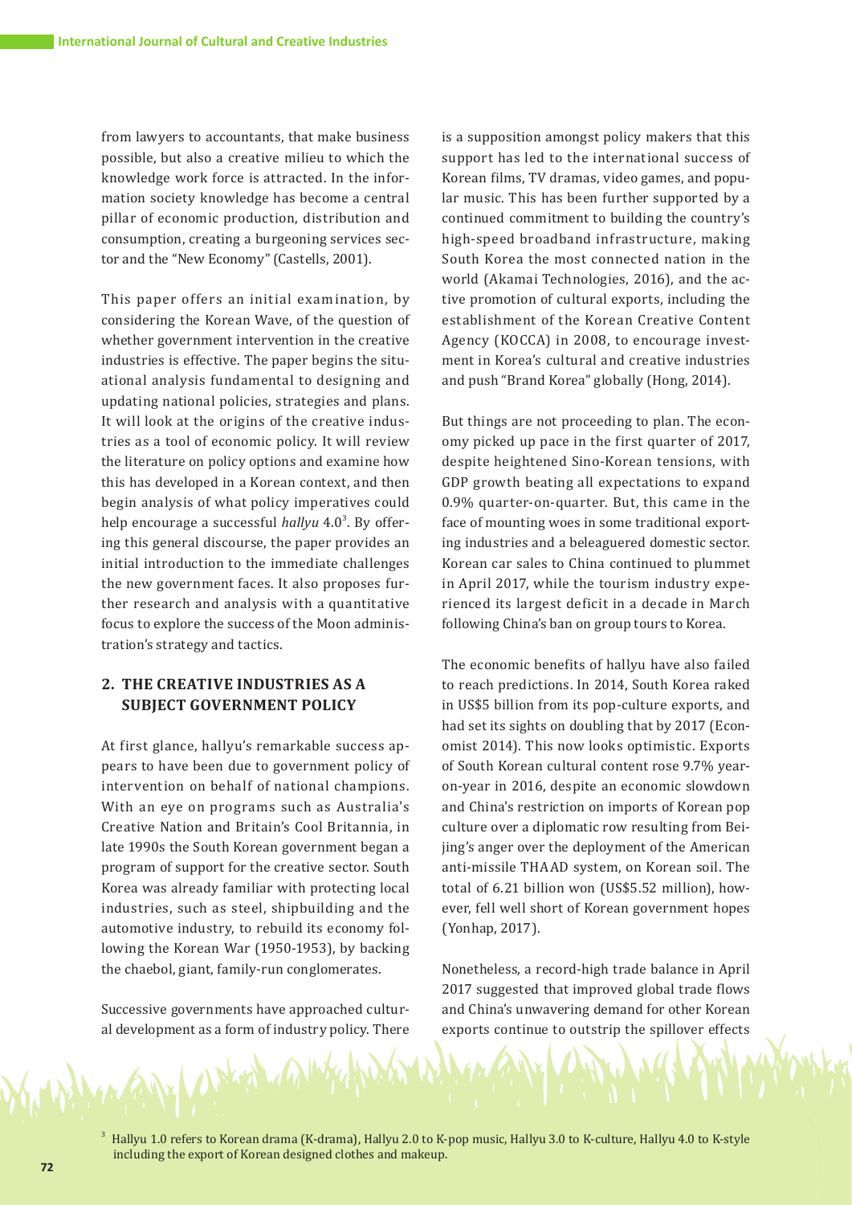from lawyers to accountants, that make business possible, but also a creative milieu to which the knowledge work force is attracted. In the information society knowledge has become a central pillar of economic production, distribution and consumption, creating a burgeoning services sector and the "New Economy" (Castells, 2001).

This paper offers an initial examination, by considering the Korean Wave, of the question of whether government intervention in the creative industries is effective. The paper begins the situational analysis fundamental to designing and updating national policies, strategies and plans. It will look at the origins of the creative industries as a tool of economic policy. It will review the literature on policy options and examine how this has developed in a Korean context, and then begin analysis of what policy imperatives could help encourage a successful *hallyu* 4.0[3]. By offering this general discourse, the paper provides an initial introduction to the immediate challenges the new government faces. It also proposes further research and analysis with a quantitative focus to explore the success of the Moon administration's strategy and tactics.

## 2. THE CREATIVE INDUSTRIES AS A SUBJECT GOVERNMENT POLICY

At first glance, hallyu's remarkable success appears to have been due to government policy of intervention on behalf of national champions. With an eye on programs such as Australia's Creative Nation and Britain's Cool Britannia, in late 1990s the South Korean government began a program of support for the creative sector. South Korea was already familiar with protecting local industries, such as steel, shipbuilding and the automotive industry, to rebuild its economy following the Korean War (1950-1953), by backing the chaebol, giant, family-run conglomerates.

Successive governments have approached cultural development as a form of industry policy. There is a supposition amongst policy makers that this support has led to the international success of Korean films, TV dramas, video games, and popular music. This has been further supported by a continued commitment to building the country's high-speed broadband infrastructure, making South Korea the most connected nation in the world (Akamai Technologies, 2016), and the active promotion of cultural exports, including the establishment of the Korean Creative Content Agency (KOCCA) in 2008, to encourage investment in Korea's cultural and creative industries and push "Brand Korea" globally (Hong, 2014).

But things are not proceeding to plan. The economy picked up pace in the first quarter of 2017, despite heightened Sino-Korean tensions, with GDP growth beating all expectations to expand 0.9% quarter-on-quarter. But, this came in the face of mounting woes in some traditional exporting industries and a beleaguered domestic sector. Korean car sales to China continued to plummet in April 2017, while the tourism industry experienced its largest deficit in a decade in March following China's ban on group tours to Korea.

The economic benefits of hallyu have also failed to reach predictions. In 2014, South Korea raked in US$5 billion from its pop-culture exports, and had set its sights on doubling that by 2017 (Economist 2014). This now looks optimistic. Exports of South Korean cultural content rose 9.7% year-on-year in 2016, despite an economic slowdown and China's restriction on imports of Korean pop culture over a diplomatic row resulting from Beijing's anger over the deployment of the American anti-missile THAAD system, on Korean soil. The total of 6.21 billion won (US$5.52 million), however, fell well short of Korean government hopes (Yonhap, 2017).

Nonetheless, a record-high trade balance in April 2017 suggested that improved global trade flows and China's unwavering demand for other Korean exports continue to outstrip the spillover effects

[3] Hallyu 1.0 refers to Korean drama (K-drama), Hallyu 2.0 to K-pop music, Hallyu 3.0 to K-culture, Hallyu 4.0 to K-style including the export of Korean designed clothes and makeup.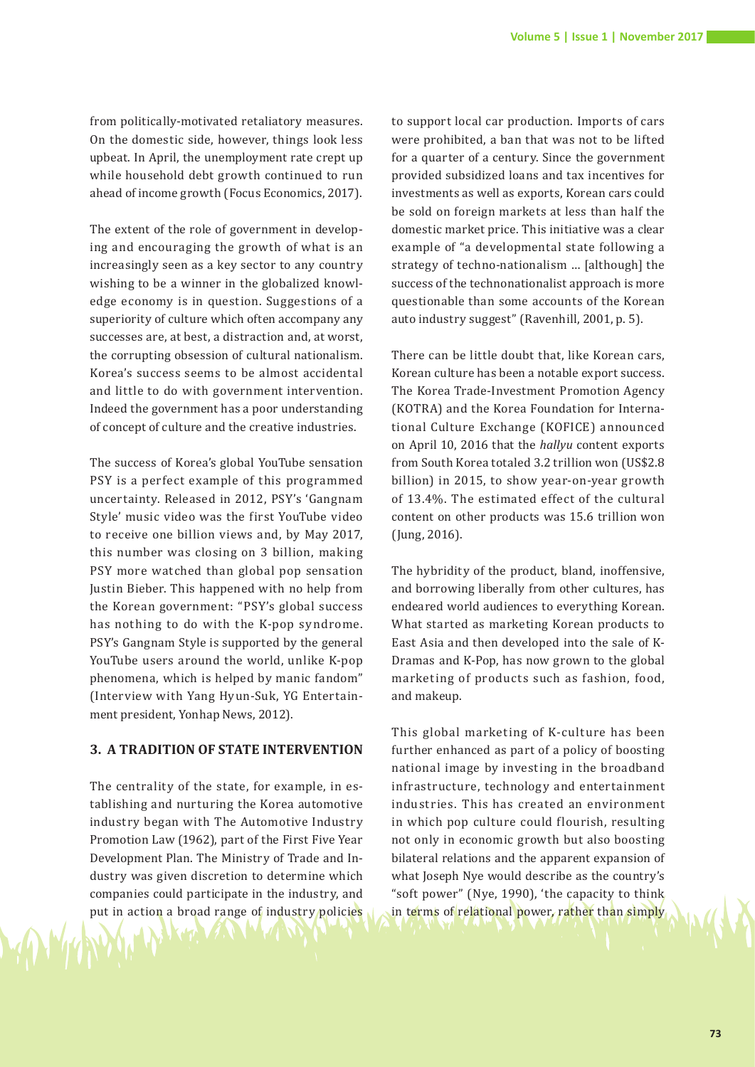from politically-motivated retaliatory measures. On the domestic side, however, things look less upbeat. In April, the unemployment rate crept up while household debt growth continued to run ahead of income growth (Focus Economics, 2017).

The extent of the role of government in developing and encouraging the growth of what is an increasingly seen as a key sector to any country wishing to be a winner in the globalized knowledge economy is in question. Suggestions of a superiority of culture which often accompany any successes are, at best, a distraction and, at worst, the corrupting obsession of cultural nationalism. Korea's success seems to be almost accidental and little to do with government intervention. Indeed the government has a poor understanding of concept of culture and the creative industries.

The success of Korea's global YouTube sensation PSY is a perfect example of this programmed uncertainty. Released in 2012, PSY's 'Gangnam Style' music video was the first YouTube video to receive one billion views and, by May 2017, this number was closing on 3 billion, making PSY more watched than global pop sensation Justin Bieber. This happened with no help from the Korean government: "PSY's global success has nothing to do with the K-pop syndrome. PSY's Gangnam Style is supported by the general YouTube users around the world, unlike K-pop phenomena, which is helped by manic fandom" (Interview with Yang Hyun-Suk, YG Entertainment president, Yonhap News, 2012).

## 3. A TRADITION OF STATE INTERVENTION

The centrality of the state, for example, in establishing and nurturing the Korea automotive industry began with The Automotive Industry Promotion Law (1962), part of the First Five Year Development Plan. The Ministry of Trade and Industry was given discretion to determine which companies could participate in the industry, and put in action a broad range of industry policies to support local car production. Imports of cars were prohibited, a ban that was not to be lifted for a quarter of a century. Since the government provided subsidized loans and tax incentives for investments as well as exports, Korean cars could be sold on foreign markets at less than half the domestic market price. This initiative was a clear example of "a developmental state following a strategy of techno-nationalism … [although] the success of the technonationalist approach is more questionable than some accounts of the Korean auto industry suggest" (Ravenhill, 2001, p. 5).

There can be little doubt that, like Korean cars, Korean culture has been a notable export success. The Korea Trade-Investment Promotion Agency (KOTRA) and the Korea Foundation for International Culture Exchange (KOFICE) announced on April 10, 2016 that the *hallyu* content exports from South Korea totaled 3.2 trillion won (US$2.8 billion) in 2015, to show year-on-year growth of 13.4%. The estimated effect of the cultural content on other products was 15.6 trillion won (Jung, 2016).

The hybridity of the product, bland, inoffensive, and borrowing liberally from other cultures, has endeared world audiences to everything Korean. What started as marketing Korean products to East Asia and then developed into the sale of K-Dramas and K-Pop, has now grown to the global marketing of products such as fashion, food, and makeup.

This global marketing of K-culture has been further enhanced as part of a policy of boosting national image by investing in the broadband infrastructure, technology and entertainment industries. This has created an environment in which pop culture could flourish, resulting not only in economic growth but also boosting bilateral relations and the apparent expansion of what Joseph Nye would describe as the country's "soft power" (Nye, 1990), 'the capacity to think in terms of relational power, rather than simply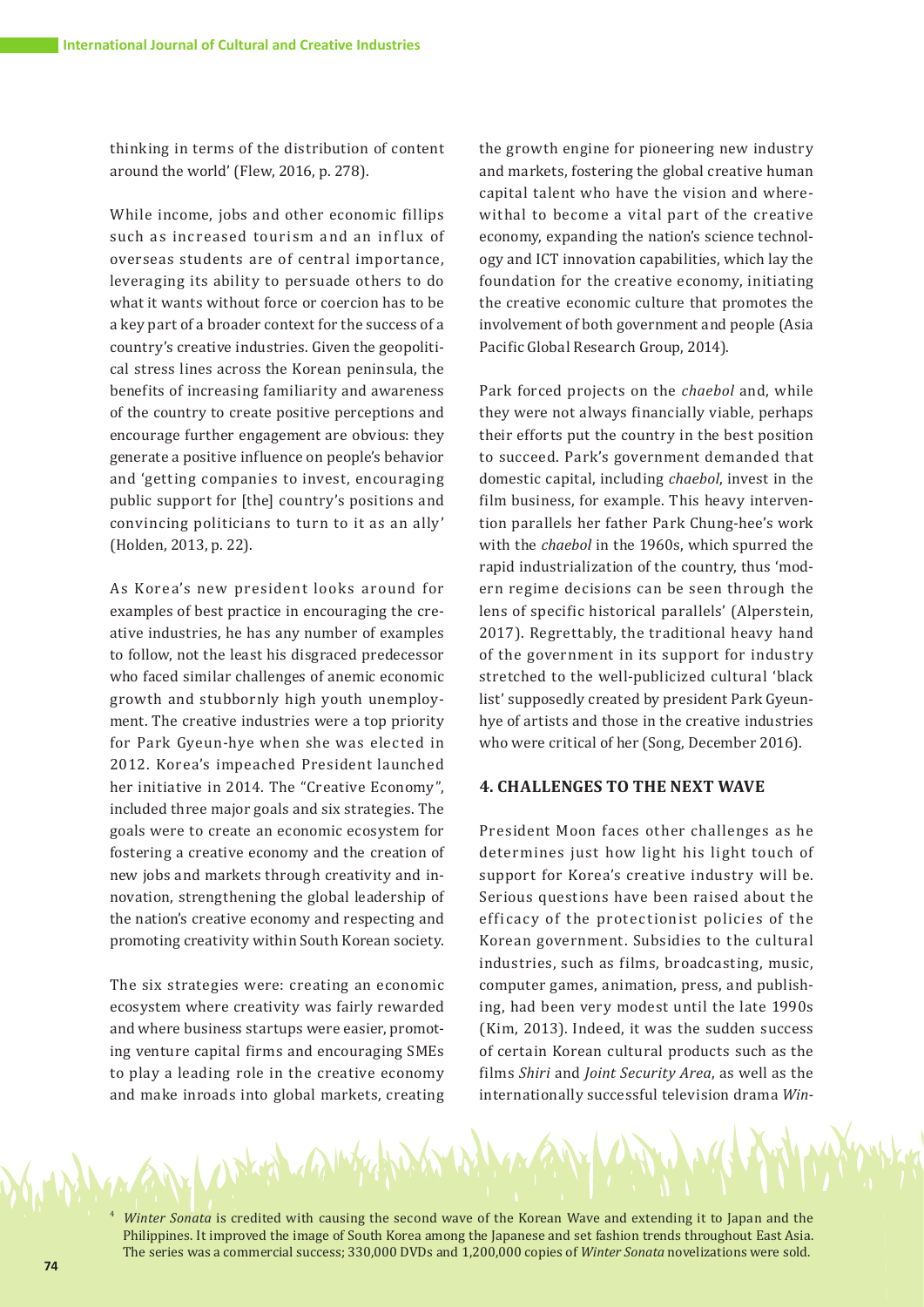thinking in terms of the distribution of content around the world' (Flew, 2016, p. 278).

While income, jobs and other economic fillips such as increased tourism and an influx of overseas students are of central importance, leveraging its ability to persuade others to do what it wants without force or coercion has to be a key part of a broader context for the success of a country's creative industries. Given the geopolitical stress lines across the Korean peninsula, the benefits of increasing familiarity and awareness of the country to create positive perceptions and encourage further engagement are obvious: they generate a positive influence on people's behavior and 'getting companies to invest, encouraging public support for [the] country's positions and convincing politicians to turn to it as an ally' (Holden, 2013, p. 22).

As Korea's new president looks around for examples of best practice in encouraging the creative industries, he has any number of examples to follow, not the least his disgraced predecessor who faced similar challenges of anemic economic growth and stubbornly high youth unemployment. The creative industries were a top priority for Park Gyeun-hye when she was elected in 2012. Korea's impeached President launched her initiative in 2014. The "Creative Economy", included three major goals and six strategies. The goals were to create an economic ecosystem for fostering a creative economy and the creation of new jobs and markets through creativity and innovation, strengthening the global leadership of the nation's creative economy and respecting and promoting creativity within South Korean society.

The six strategies were: creating an economic ecosystem where creativity was fairly rewarded and where business startups were easier, promoting venture capital firms and encouraging SMEs to play a leading role in the creative economy and make inroads into global markets, creating the growth engine for pioneering new industry and markets, fostering the global creative human capital talent who have the vision and wherewithal to become a vital part of the creative economy, expanding the nation's science technology and ICT innovation capabilities, which lay the foundation for the creative economy, initiating the creative economic culture that promotes the involvement of both government and people (Asia Pacific Global Research Group, 2014).

Park forced projects on the *chaebol* and, while they were not always financially viable, perhaps their efforts put the country in the best position to succeed. Park's government demanded that domestic capital, including *chaebol*, invest in the film business, for example. This heavy intervention parallels her father Park Chung-hee's work with the *chaebol* in the 1960s, which spurred the rapid industrialization of the country, thus 'modern regime decisions can be seen through the lens of specific historical parallels' (Alperstein, 2017). Regrettably, the traditional heavy hand of the government in its support for industry stretched to the well-publicized cultural 'black list' supposedly created by president Park Gyeun-hye of artists and those in the creative industries who were critical of her (Song, December 2016).

## 4. CHALLENGES TO THE NEXT WAVE

President Moon faces other challenges as he determines just how light his light touch of support for Korea's creative industry will be. Serious questions have been raised about the efficacy of the protectionist policies of the Korean government. Subsidies to the cultural industries, such as films, broadcasting, music, computer games, animation, press, and publishing, had been very modest until the late 1990s (Kim, 2013). Indeed, it was the sudden success of certain Korean cultural products such as the films *Shiri* and *Joint Security Area*, as well as the internationally successful television drama *Win-*

[4] *Winter Sonata* is credited with causing the second wave of the Korean Wave and extending it to Japan and the Philippines. It improved the image of South Korea among the Japanese and set fashion trends throughout East Asia. The series was a commercial success; 330,000 DVDs and 1,200,000 copies of *Winter Sonata* novelizations were sold.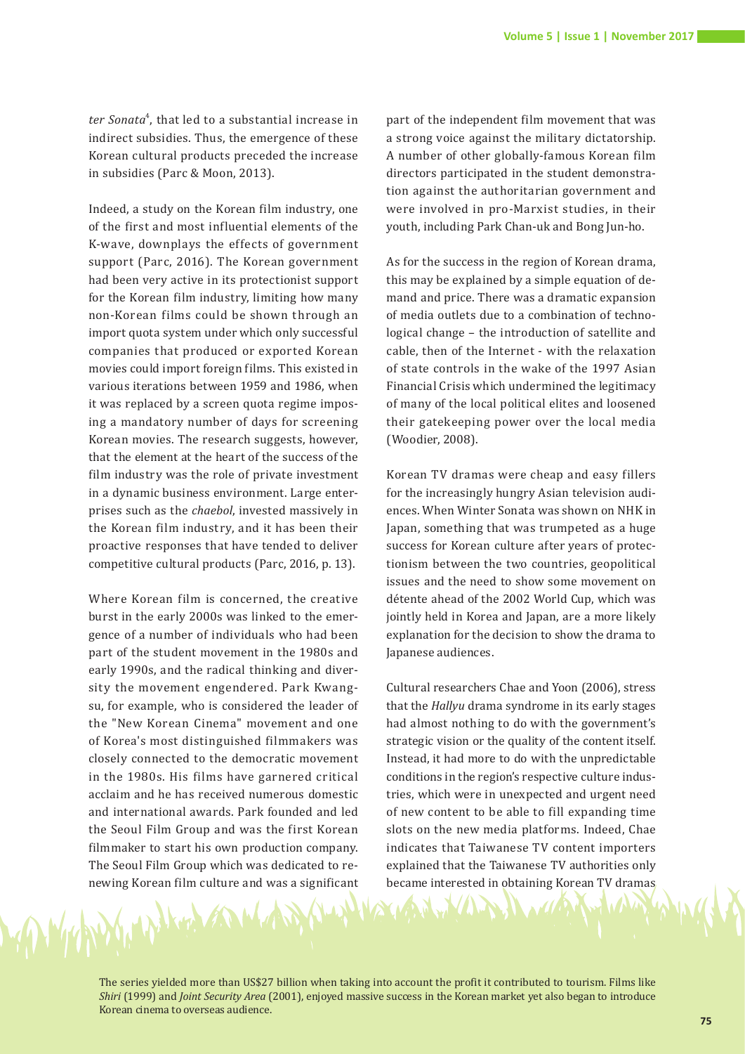*ter Sonata*[4], that led to a substantial increase in indirect subsidies. Thus, the emergence of these Korean cultural products preceded the increase in subsidies (Parc & Moon, 2013).

Indeed, a study on the Korean film industry, one of the first and most influential elements of the K-wave, downplays the effects of government support (Parc, 2016). The Korean government had been very active in its protectionist support for the Korean film industry, limiting how many non-Korean films could be shown through an import quota system under which only successful companies that produced or exported Korean movies could import foreign films. This existed in various iterations between 1959 and 1986, when it was replaced by a screen quota regime imposing a mandatory number of days for screening Korean movies. The research suggests, however, that the element at the heart of the success of the film industry was the role of private investment in a dynamic business environment. Large enterprises such as the *chaebol*, invested massively in the Korean film industry, and it has been their proactive responses that have tended to deliver competitive cultural products (Parc, 2016, p. 13).

Where Korean film is concerned, the creative burst in the early 2000s was linked to the emergence of a number of individuals who had been part of the student movement in the 1980s and early 1990s, and the radical thinking and diversity the movement engendered. Park Kwang-su, for example, who is considered the leader of the "New Korean Cinema" movement and one of Korea's most distinguished filmmakers was closely connected to the democratic movement in the 1980s. His films have garnered critical acclaim and he has received numerous domestic and international awards. Park founded and led the Seoul Film Group and was the first Korean filmmaker to start his own production company. The Seoul Film Group which was dedicated to renewing Korean film culture and was a significant part of the independent film movement that was a strong voice against the military dictatorship. A number of other globally-famous Korean film directors participated in the student demonstration against the authoritarian government and were involved in pro-Marxist studies, in their youth, including Park Chan-uk and Bong Jun-ho.

As for the success in the region of Korean drama, this may be explained by a simple equation of demand and price. There was a dramatic expansion of media outlets due to a combination of technological change – the introduction of satellite and cable, then of the Internet - with the relaxation of state controls in the wake of the 1997 Asian Financial Crisis which undermined the legitimacy of many of the local political elites and loosened their gatekeeping power over the local media (Woodier, 2008).

Korean TV dramas were cheap and easy fillers for the increasingly hungry Asian television audiences. When Winter Sonata was shown on NHK in Japan, something that was trumpeted as a huge success for Korean culture after years of protectionism between the two countries, geopolitical issues and the need to show some movement on détente ahead of the 2002 World Cup, which was jointly held in Korea and Japan, are a more likely explanation for the decision to show the drama to Japanese audiences.

Cultural researchers Chae and Yoon (2006), stress that the *Hallyu* drama syndrome in its early stages had almost nothing to do with the government's strategic vision or the quality of the content itself. Instead, it had more to do with the unpredictable conditions in the region's respective culture industries, which were in unexpected and urgent need of new content to be able to fill expanding time slots on the new media platforms. Indeed, Chae indicates that Taiwanese TV content importers explained that the Taiwanese TV authorities only became interested in obtaining Korean TV dramas

The series yielded more than US$27 billion when taking into account the profit it contributed to tourism. Films like *Shiri* (1999) and *Joint Security Area* (2001), enjoyed massive success in the Korean market yet also began to introduce Korean cinema to overseas audience.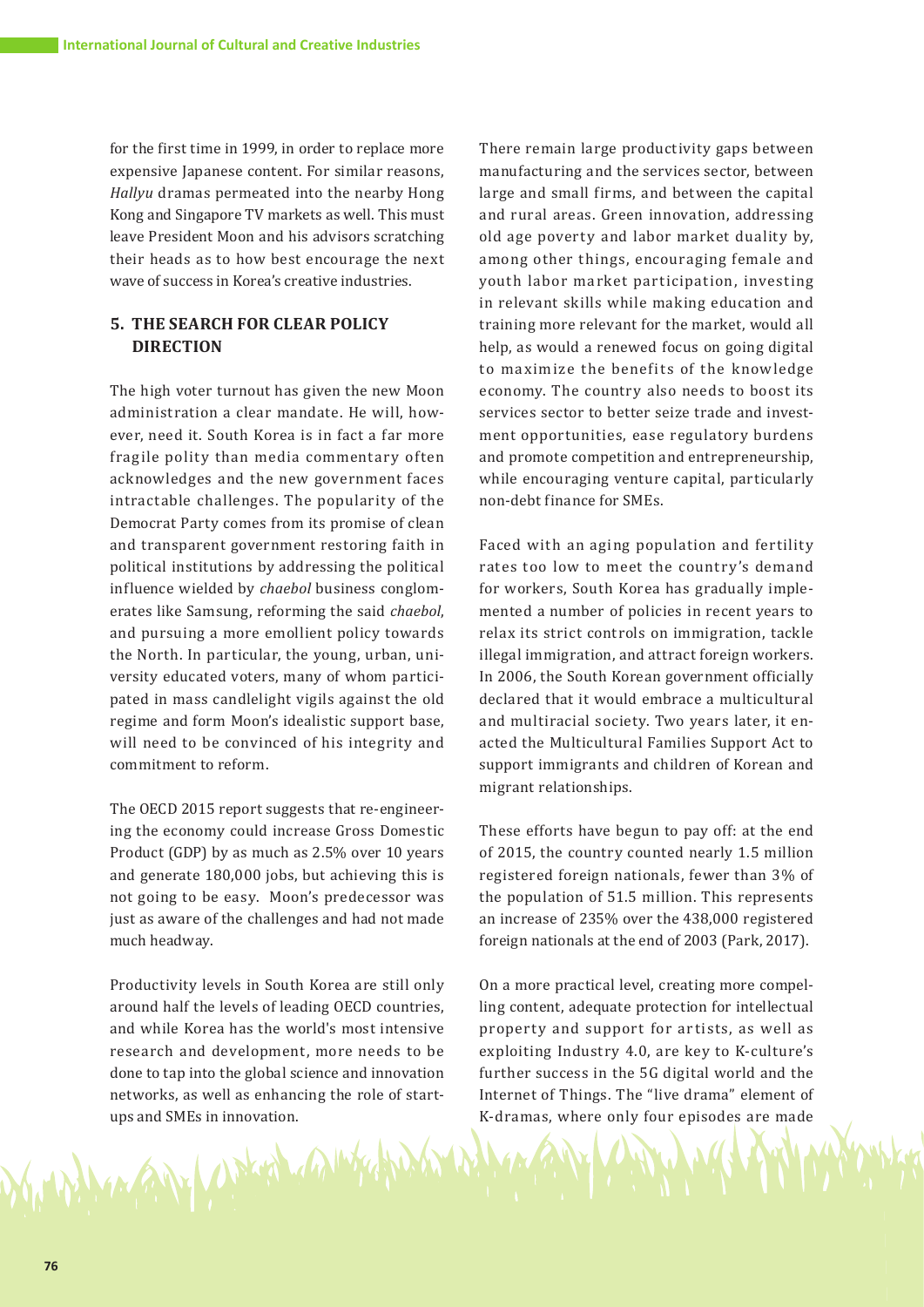for the first time in 1999, in order to replace more expensive Japanese content. For similar reasons, *Hallyu* dramas permeated into the nearby Hong Kong and Singapore TV markets as well. This must leave President Moon and his advisors scratching their heads as to how best encourage the next wave of success in Korea's creative industries.

## 5. THE SEARCH FOR CLEAR POLICY DIRECTION

The high voter turnout has given the new Moon administration a clear mandate. He will, however, need it. South Korea is in fact a far more fragile polity than media commentary often acknowledges and the new government faces intractable challenges. The popularity of the Democrat Party comes from its promise of clean and transparent government restoring faith in political institutions by addressing the political influence wielded by *chaebol* business conglomerates like Samsung, reforming the said *chaebol*, and pursuing a more emollient policy towards the North. In particular, the young, urban, university educated voters, many of whom participated in mass candlelight vigils against the old regime and form Moon's idealistic support base, will need to be convinced of his integrity and commitment to reform.

The OECD 2015 report suggests that re-engineering the economy could increase Gross Domestic Product (GDP) by as much as 2.5% over 10 years and generate 180,000 jobs, but achieving this is not going to be easy. Moon's predecessor was just as aware of the challenges and had not made much headway.

Productivity levels in South Korea are still only around half the levels of leading OECD countries, and while Korea has the world's most intensive research and development, more needs to be done to tap into the global science and innovation networks, as well as enhancing the role of startups and SMEs in innovation.

There remain large productivity gaps between manufacturing and the services sector, between large and small firms, and between the capital and rural areas. Green innovation, addressing old age poverty and labor market duality by, among other things, encouraging female and youth labor market participation, investing in relevant skills while making education and training more relevant for the market, would all help, as would a renewed focus on going digital to maximize the benefits of the knowledge economy. The country also needs to boost its services sector to better seize trade and investment opportunities, ease regulatory burdens and promote competition and entrepreneurship, while encouraging venture capital, particularly non-debt finance for SMEs.

Faced with an aging population and fertility rates too low to meet the country's demand for workers, South Korea has gradually implemented a number of policies in recent years to relax its strict controls on immigration, tackle illegal immigration, and attract foreign workers. In 2006, the South Korean government officially declared that it would embrace a multicultural and multiracial society. Two years later, it enacted the Multicultural Families Support Act to support immigrants and children of Korean and migrant relationships.

These efforts have begun to pay off: at the end of 2015, the country counted nearly 1.5 million registered foreign nationals, fewer than 3% of the population of 51.5 million. This represents an increase of 235% over the 438,000 registered foreign nationals at the end of 2003 (Park, 2017).

On a more practical level, creating more compelling content, adequate protection for intellectual property and support for artists, as well as exploiting Industry 4.0, are key to K-culture's further success in the 5G digital world and the Internet of Things. The "live drama" element of K-dramas, where only four episodes are made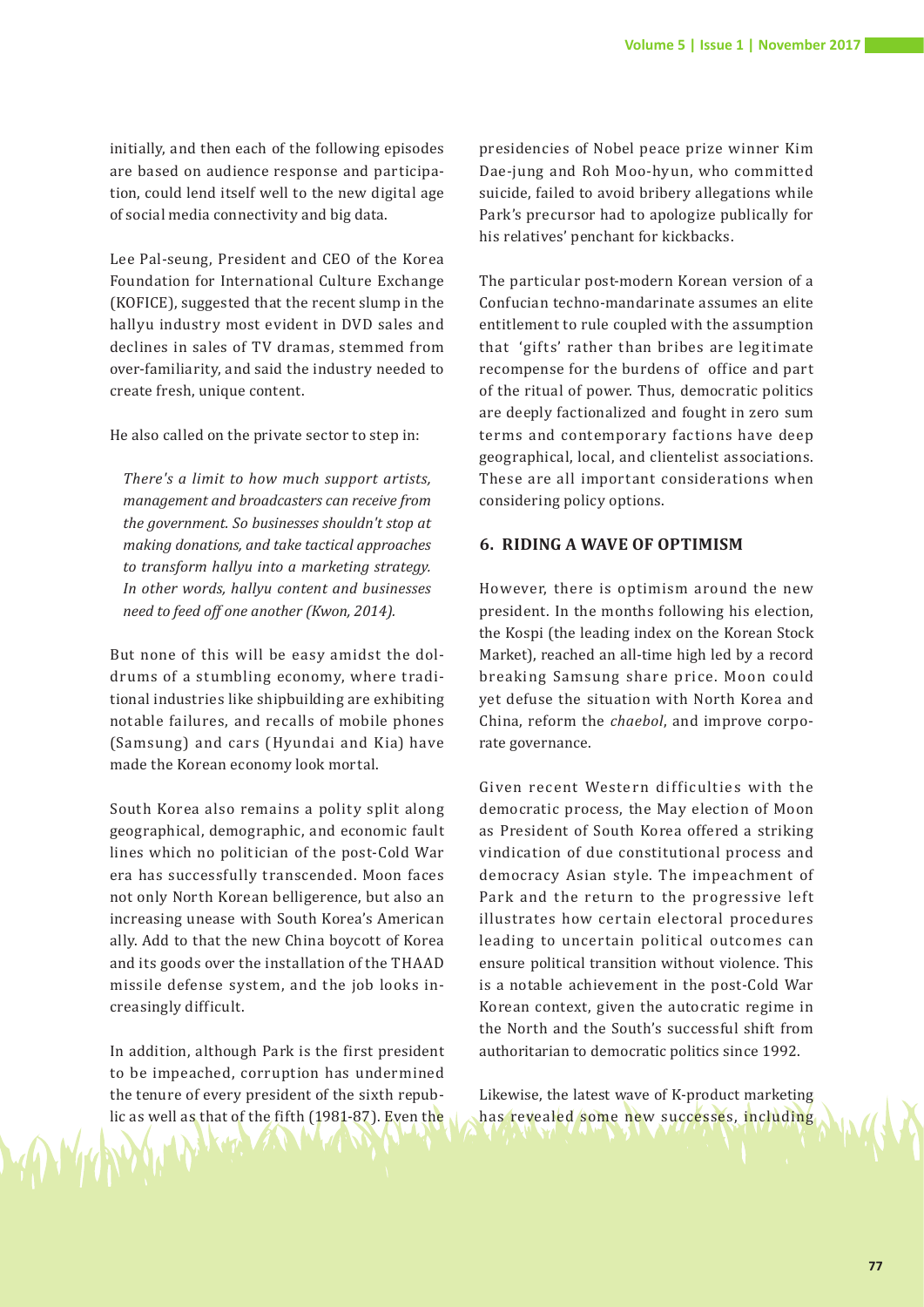initially, and then each of the following episodes are based on audience response and participation, could lend itself well to the new digital age of social media connectivity and big data.

Lee Pal-seung, President and CEO of the Korea Foundation for International Culture Exchange (KOFICE), suggested that the recent slump in the hallyu industry most evident in DVD sales and declines in sales of TV dramas, stemmed from over-familiarity, and said the industry needed to create fresh, unique content.

He also called on the private sector to step in:

> *There's a limit to how much support artists, management and broadcasters can receive from the government. So businesses shouldn't stop at making donations, and take tactical approaches to transform hallyu into a marketing strategy. In other words, hallyu content and businesses need to feed off one another (Kwon, 2014).*

But none of this will be easy amidst the doldrums of a stumbling economy, where traditional industries like shipbuilding are exhibiting notable failures, and recalls of mobile phones (Samsung) and cars (Hyundai and Kia) have made the Korean economy look mortal.

South Korea also remains a polity split along geographical, demographic, and economic fault lines which no politician of the post-Cold War era has successfully transcended. Moon faces not only North Korean belligerence, but also an increasing unease with South Korea's American ally. Add to that the new China boycott of Korea and its goods over the installation of the THAAD missile defense system, and the job looks increasingly difficult.

In addition, although Park is the first president to be impeached, corruption has undermined the tenure of every president of the sixth republic as well as that of the fifth (1981-87). Even the presidencies of Nobel peace prize winner Kim Dae-jung and Roh Moo-hyun, who committed suicide, failed to avoid bribery allegations while Park's precursor had to apologize publically for his relatives' penchant for kickbacks.

The particular post-modern Korean version of a Confucian techno-mandarinate assumes an elite entitlement to rule coupled with the assumption that 'gifts' rather than bribes are legitimate recompense for the burdens of office and part of the ritual of power. Thus, democratic politics are deeply factionalized and fought in zero sum terms and contemporary factions have deep geographical, local, and clientelist associations. These are all important considerations when considering policy options.

## 6. RIDING A WAVE OF OPTIMISM

However, there is optimism around the new president. In the months following his election, the Kospi (the leading index on the Korean Stock Market), reached an all-time high led by a record breaking Samsung share price. Moon could yet defuse the situation with North Korea and China, reform the *chaebol*, and improve corporate governance.

Given recent Western difficulties with the democratic process, the May election of Moon as President of South Korea offered a striking vindication of due constitutional process and democracy Asian style. The impeachment of Park and the return to the progressive left illustrates how certain electoral procedures leading to uncertain political outcomes can ensure political transition without violence. This is a notable achievement in the post-Cold War Korean context, given the autocratic regime in the North and the South's successful shift from authoritarian to democratic politics since 1992.

Likewise, the latest wave of K-product marketing has revealed some new successes, including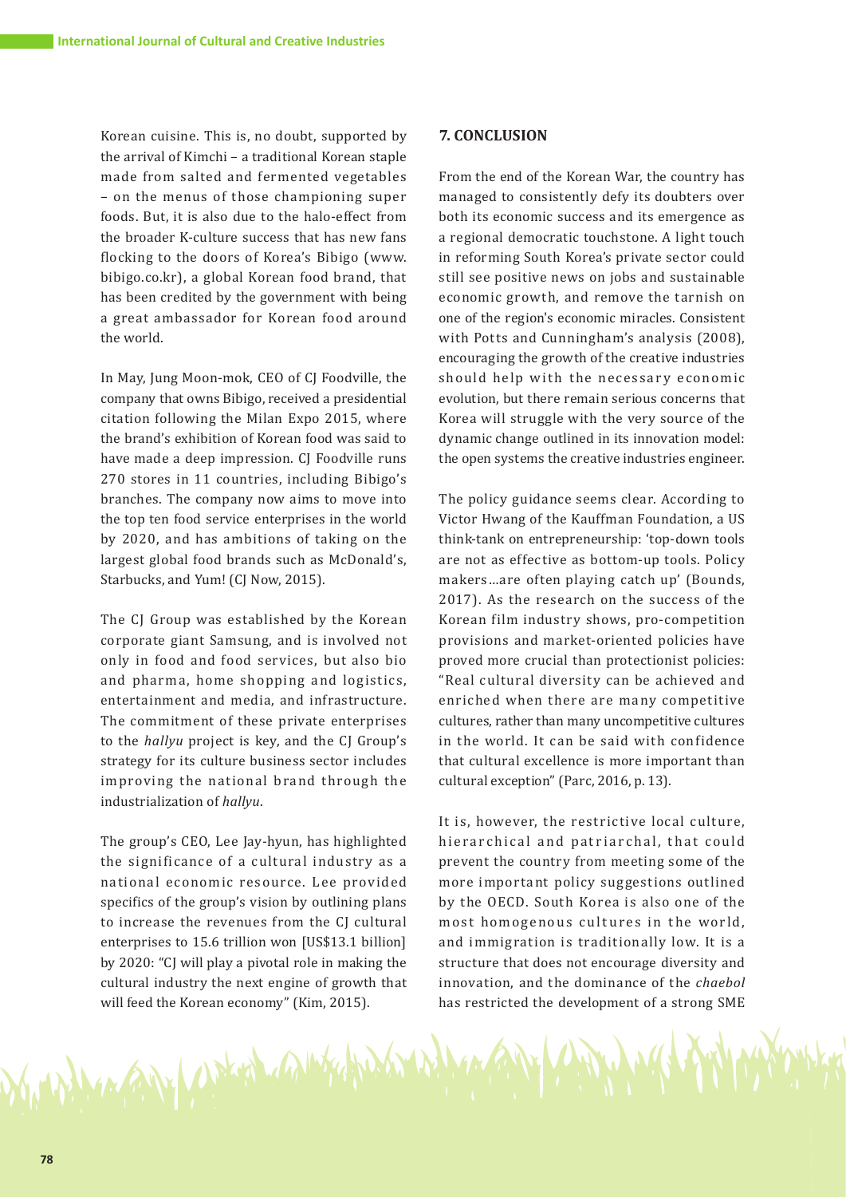Korean cuisine. This is, no doubt, supported by the arrival of Kimchi – a traditional Korean staple made from salted and fermented vegetables – on the menus of those championing super foods. But, it is also due to the halo-effect from the broader K-culture success that has new fans flocking to the doors of Korea's Bibigo (www.bibigo.co.kr), a global Korean food brand, that has been credited by the government with being a great ambassador for Korean food around the world.

In May, Jung Moon-mok, CEO of CJ Foodville, the company that owns Bibigo, received a presidential citation following the Milan Expo 2015, where the brand's exhibition of Korean food was said to have made a deep impression. CJ Foodville runs 270 stores in 11 countries, including Bibigo's branches. The company now aims to move into the top ten food service enterprises in the world by 2020, and has ambitions of taking on the largest global food brands such as McDonald's, Starbucks, and Yum! (CJ Now, 2015).

The CJ Group was established by the Korean corporate giant Samsung, and is involved not only in food and food services, but also bio and pharma, home shopping and logistics, entertainment and media, and infrastructure. The commitment of these private enterprises to the *hallyu* project is key, and the CJ Group's strategy for its culture business sector includes improving the national brand through the industrialization of *hallyu*.

The group's CEO, Lee Jay-hyun, has highlighted the significance of a cultural industry as a national economic resource. Lee provided specifics of the group's vision by outlining plans to increase the revenues from the CJ cultural enterprises to 15.6 trillion won [US$13.1 billion] by 2020: "CJ will play a pivotal role in making the cultural industry the next engine of growth that will feed the Korean economy" (Kim, 2015).

## 7. CONCLUSION

From the end of the Korean War, the country has managed to consistently defy its doubters over both its economic success and its emergence as a regional democratic touchstone. A light touch in reforming South Korea's private sector could still see positive news on jobs and sustainable economic growth, and remove the tarnish on one of the region's economic miracles. Consistent with Potts and Cunningham's analysis (2008), encouraging the growth of the creative industries should help with the necessary economic evolution, but there remain serious concerns that Korea will struggle with the very source of the dynamic change outlined in its innovation model: the open systems the creative industries engineer.

The policy guidance seems clear. According to Victor Hwang of the Kauffman Foundation, a US think-tank on entrepreneurship: 'top-down tools are not as effective as bottom-up tools. Policy makers…are often playing catch up' (Bounds, 2017). As the research on the success of the Korean film industry shows, pro-competition provisions and market-oriented policies have proved more crucial than protectionist policies: "Real cultural diversity can be achieved and enriched when there are many competitive cultures, rather than many uncompetitive cultures in the world. It can be said with confidence that cultural excellence is more important than cultural exception" (Parc, 2016, p. 13).

It is, however, the restrictive local culture, hierarchical and patriarchal, that could prevent the country from meeting some of the more important policy suggestions outlined by the OECD. South Korea is also one of the most homogenous cultures in the world, and immigration is traditionally low. It is a structure that does not encourage diversity and innovation, and the dominance of the *chaebol* has restricted the development of a strong SME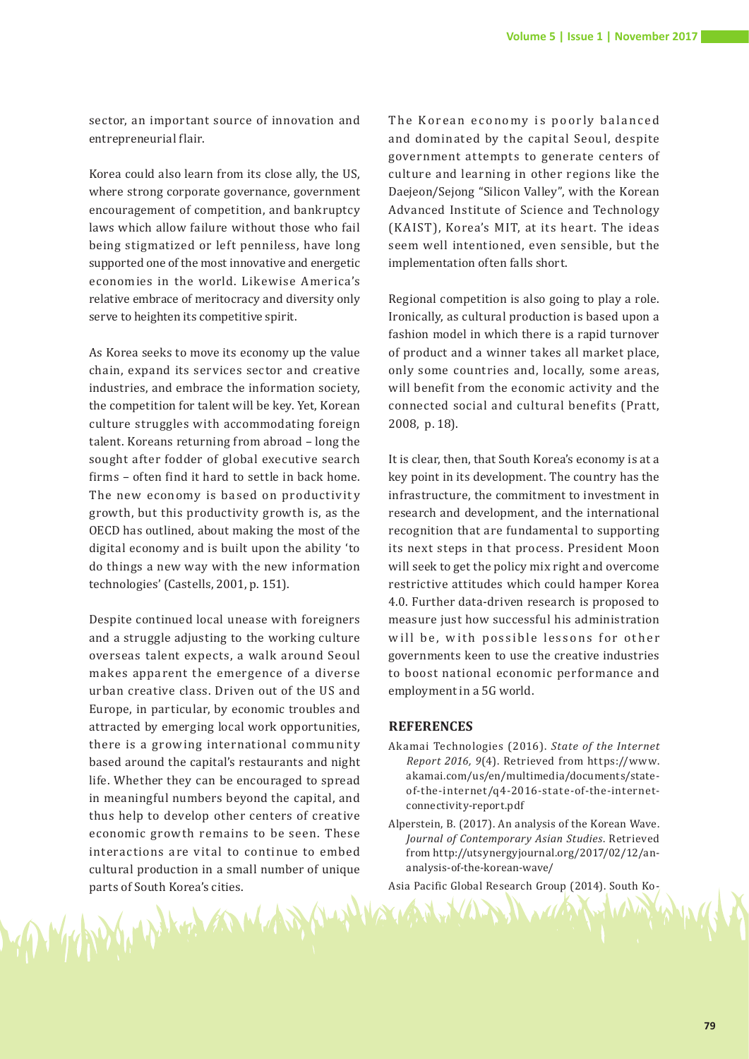sector, an important source of innovation and entrepreneurial flair.

Korea could also learn from its close ally, the US, where strong corporate governance, government encouragement of competition, and bankruptcy laws which allow failure without those who fail being stigmatized or left penniless, have long supported one of the most innovative and energetic economies in the world. Likewise America's relative embrace of meritocracy and diversity only serve to heighten its competitive spirit.

As Korea seeks to move its economy up the value chain, expand its services sector and creative industries, and embrace the information society, the competition for talent will be key. Yet, Korean culture struggles with accommodating foreign talent. Koreans returning from abroad – long the sought after fodder of global executive search firms – often find it hard to settle in back home. The new economy is based on productivity growth, but this productivity growth is, as the OECD has outlined, about making the most of the digital economy and is built upon the ability 'to do things a new way with the new information technologies' (Castells, 2001, p. 151).

Despite continued local unease with foreigners and a struggle adjusting to the working culture overseas talent expects, a walk around Seoul makes apparent the emergence of a diverse urban creative class. Driven out of the US and Europe, in particular, by economic troubles and attracted by emerging local work opportunities, there is a growing international community based around the capital's restaurants and night life. Whether they can be encouraged to spread in meaningful numbers beyond the capital, and thus help to develop other centers of creative economic growth remains to be seen. These interactions are vital to continue to embed cultural production in a small number of unique parts of South Korea's cities.

The Korean economy is poorly balanced and dominated by the capital Seoul, despite government attempts to generate centers of culture and learning in other regions like the Daejeon/Sejong "Silicon Valley", with the Korean Advanced Institute of Science and Technology (KAIST), Korea's MIT, at its heart. The ideas seem well intentioned, even sensible, but the implementation often falls short.

Regional competition is also going to play a role. Ironically, as cultural production is based upon a fashion model in which there is a rapid turnover of product and a winner takes all market place, only some countries and, locally, some areas, will benefit from the economic activity and the connected social and cultural benefits (Pratt, 2008, p. 18).

It is clear, then, that South Korea's economy is at a key point in its development. The country has the infrastructure, the commitment to investment in research and development, and the international recognition that are fundamental to supporting its next steps in that process. President Moon will seek to get the policy mix right and overcome restrictive attitudes which could hamper Korea 4.0. Further data-driven research is proposed to measure just how successful his administration will be, with possible lessons for other governments keen to use the creative industries to boost national economic performance and employment in a 5G world.

## REFERENCES

Akamai Technologies (2016). *State of the Internet Report 2016, 9*(4). Retrieved from https://www.akamai.com/us/en/multimedia/documents/state-of-the-internet/q4-2016-state-of-the-internet-connectivity-report.pdf

Alperstein, B. (2017). An analysis of the Korean Wave. *Journal of Contemporary Asian Studies*. Retrieved from http://utsynergyjournal.org/2017/02/12/an-analysis-of-the-korean-wave/

Asia Pacific Global Research Group (2014). South Ko-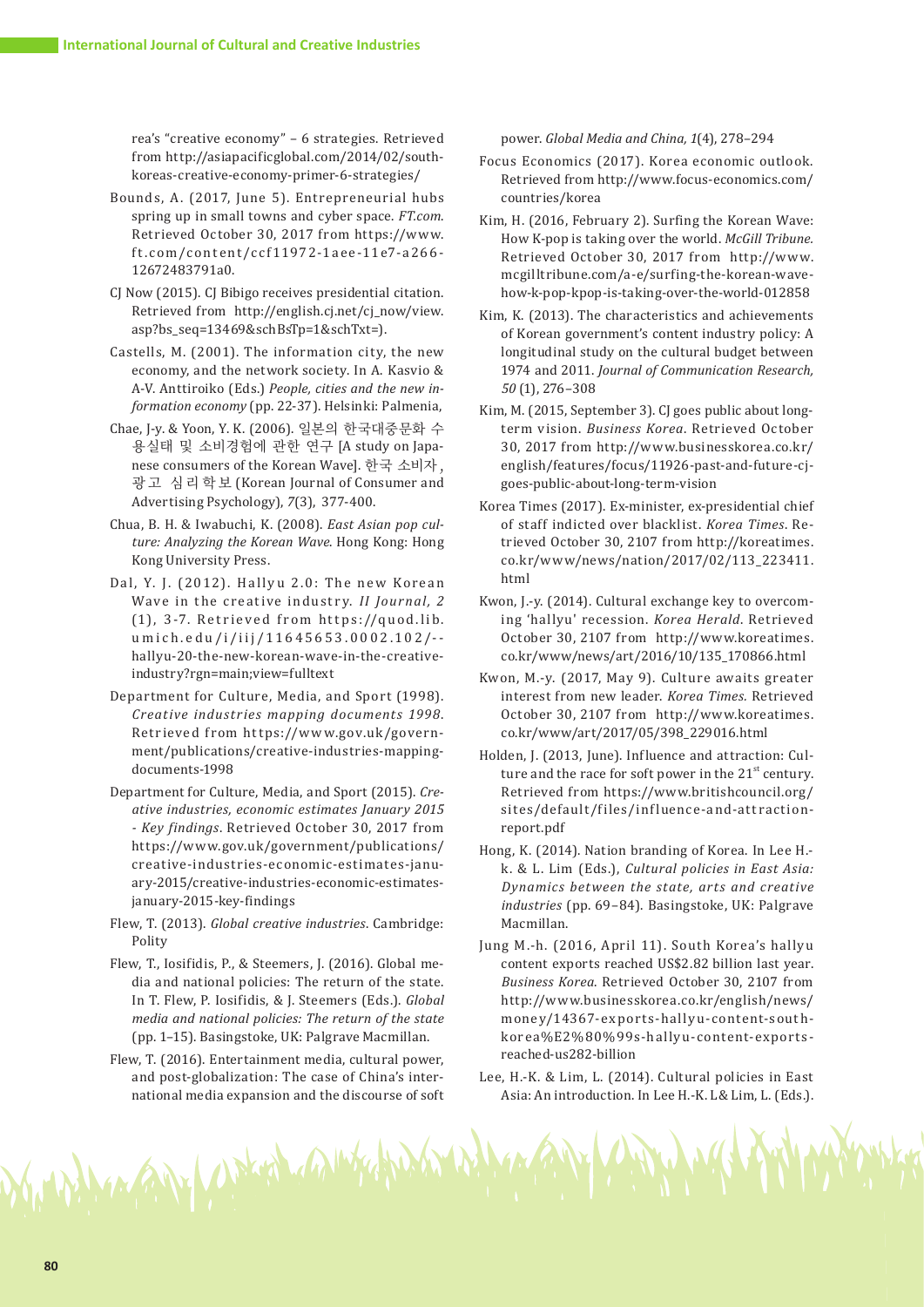rea's "creative economy" – 6 strategies. Retrieved from http://asiapacificglobal.com/2014/02/south-koreas-creative-economy-primer-6-strategies/

Bounds, A. (2017, June 5). Entrepreneurial hubs spring up in small towns and cyber space. *FT.com*. Retrieved October 30, 2017 from https://www.ft.com/content/ccf11972-1aee-11e7-a266-12672483791a0.

CJ Now (2015). CJ Bibigo receives presidential citation. Retrieved from http://english.cj.net/cj_now/view.asp?bs_seq=13469&schBsTp=1&schTxt=).

Castells, M. (2001). The information city, the new economy, and the network society. In A. Kasvio & A-V. Anttiroiko (Eds.) *People, cities and the new information economy* (pp. 22-37). Helsinki: Palmenia,

Chae, J-y. & Yoon, Y. K. (2006). 일본의 한국대중문화 수용실태 및 소비경험에 관한 연구 [A study on Japanese consumers of the Korean Wave]. 한국 소비자, 광고 심리학보 (Korean Journal of Consumer and Advertising Psychology), *7*(3), 377-400.

Chua, B. H. & Iwabuchi, K. (2008). *East Asian pop culture: Analyzing the Korean Wave*. Hong Kong: Hong Kong University Press.

Dal, Y. J. (2012). Hallyu 2.0: The new Korean Wave in the creative industry. *II Journal, 2* (1), 3-7. Retrieved from https://quod.lib.umich.edu/i/iij/11645653.0002.102/--hallyu-20-the-new-korean-wave-in-the-creative-industry?rgn=main;view=fulltext

Department for Culture, Media, and Sport (1998). *Creative industries mapping documents 1998*. Retrieved from https://www.gov.uk/government/publications/creative-industries-mapping-documents-1998

Department for Culture, Media, and Sport (2015). *Creative industries, economic estimates January 2015 - Key findings*. Retrieved October 30, 2017 from https://www.gov.uk/government/publications/creative-industries-economic-estimates-january-2015/creative-industries-economic-estimates-january-2015-key-findings

Flew, T. (2013). *Global creative industries*. Cambridge: Polity

Flew, T., Iosifidis, P., & Steemers, J. (2016). Global media and national policies: The return of the state. In T. Flew, P. Iosifidis, & J. Steemers (Eds.). *Global media and national policies: The return of the state* (pp. 1–15). Basingstoke, UK: Palgrave Macmillan.

Flew, T. (2016). Entertainment media, cultural power, and post-globalization: The case of China's international media expansion and the discourse of soft power. *Global Media and China, 1*(4), 278–294

Focus Economics (2017). Korea economic outlook. Retrieved from http://www.focus-economics.com/countries/korea

Kim, H. (2016, February 2). Surfing the Korean Wave: How K-pop is taking over the world. *McGill Tribune.* Retrieved October 30, 2017 from http://www.mcgilltribune.com/a-e/surfing-the-korean-wave-how-k-pop-kpop-is-taking-over-the-world-012858

Kim, K. (2013). The characteristics and achievements of Korean government's content industry policy: A longitudinal study on the cultural budget between 1974 and 2011. *Journal of Communication Research, 50* (1), 276–308

Kim, M. (2015, September 3). CJ goes public about long-term vision. *Business Korea*. Retrieved October 30, 2017 from http://www.businesskorea.co.kr/english/features/focus/11926-past-and-future-cj-goes-public-about-long-term-vision

Korea Times (2017). Ex-minister, ex-presidential chief of staff indicted over blacklist. *Korea Times*. Retrieved October 30, 2107 from http://koreatimes.co.kr/www/news/nation/2017/02/113_223411.html

Kwon, J.-y. (2014). Cultural exchange key to overcoming 'hallyu' recession. *Korea Herald*. Retrieved October 30, 2107 from http://www.koreatimes.co.kr/www/news/art/2016/10/135_170866.html

Kwon, M.-y. (2017, May 9). Culture awaits greater interest from new leader. *Korea Times*. Retrieved October 30, 2107 from http://www.koreatimes.co.kr/www/art/2017/05/398_229016.html

Holden, J. (2013, June). Influence and attraction: Culture and the race for soft power in the 21st century. Retrieved from https://www.britishcouncil.org/sites/default/files/influence-and-attraction-report.pdf

Hong, K. (2014). Nation branding of Korea. In Lee H.-k. & L. Lim (Eds.), *Cultural policies in East Asia: Dynamics between the state, arts and creative industries* (pp. 69–84). Basingstoke, UK: Palgrave Macmillan.

Jung M.-h. (2016, April 11). South Korea's hallyu content exports reached US$2.82 billion last year. *Business Korea*. Retrieved October 30, 2107 from http://www.businesskorea.co.kr/english/news/money/14367-exports-hallyu-content-south-korea%E2%80%99s-hallyu-content-exports-reached-us282-billion

Lee, H.-K. & Lim, L. (2014). Cultural policies in East Asia: An introduction. In Lee H.-K. L & Lim, L. (Eds.).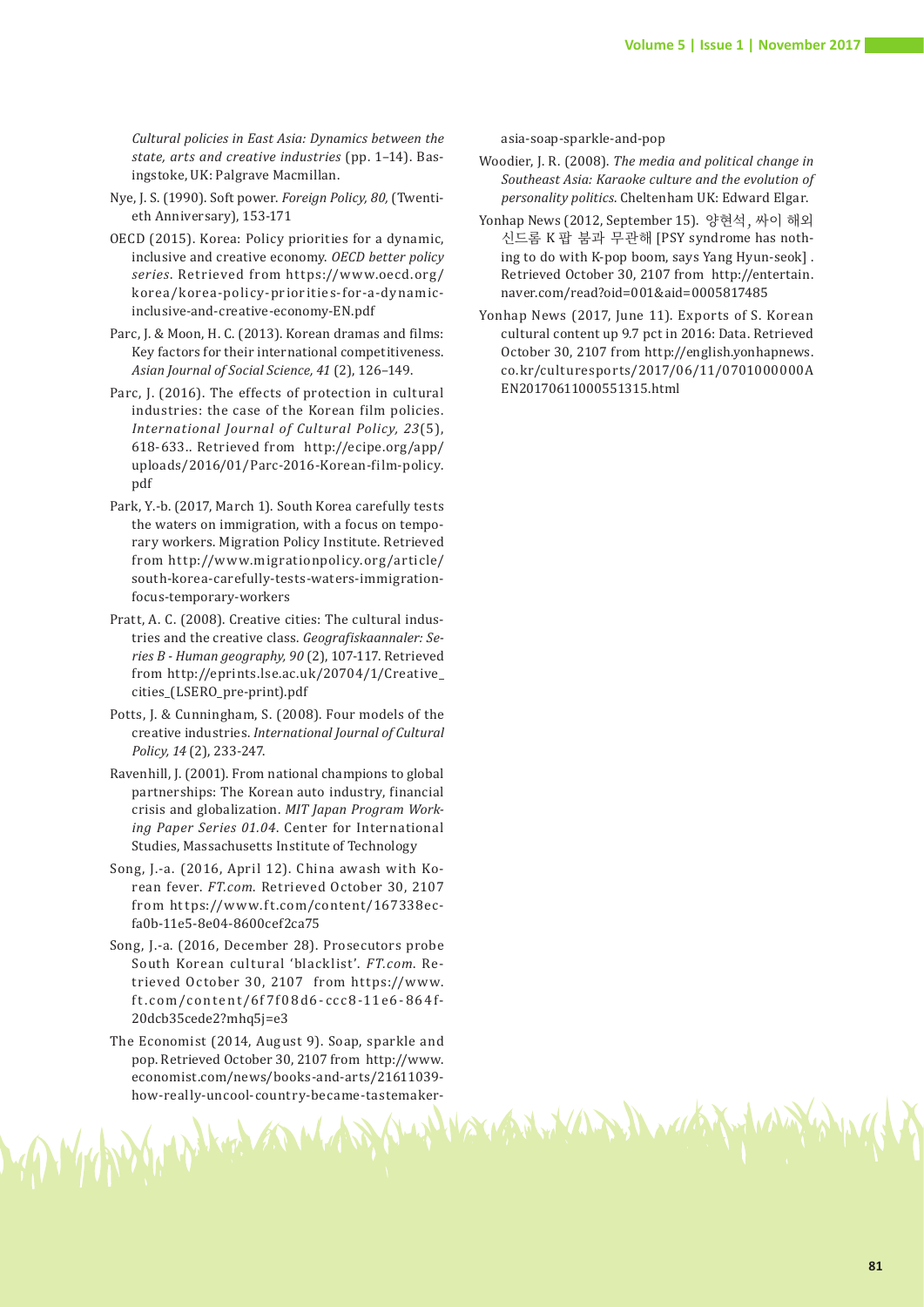*Cultural policies in East Asia: Dynamics between the state, arts and creative industries* (pp. 1–14). Basingstoke, UK: Palgrave Macmillan.

Nye, J. S. (1990). Soft power. *Foreign Policy, 80,* (Twentieth Anniversary), 153-171

OECD (2015). Korea: Policy priorities for a dynamic, inclusive and creative economy. *OECD better policy series*. Retrieved from https://www.oecd.org/korea/korea-policy-priorities-for-a-dynamic-inclusive-and-creative-economy-EN.pdf

Parc, J. & Moon, H. C. (2013). Korean dramas and films: Key factors for their international competitiveness. *Asian Journal of Social Science, 41* (2), 126–149.

Parc, J. (2016). The effects of protection in cultural industries: the case of the Korean film policies. *International Journal of Cultural Policy, 23*(5), 618-633.. Retrieved from http://ecipe.org/app/uploads/2016/01/Parc-2016-Korean-film-policy.pdf

Park, Y.-b. (2017, March 1). South Korea carefully tests the waters on immigration, with a focus on temporary workers. Migration Policy Institute. Retrieved from http://www.migrationpolicy.org/article/south-korea-carefully-tests-waters-immigration-focus-temporary-workers

Pratt, A. C. (2008). Creative cities: The cultural industries and the creative class. *Geografiskaannaler: Series B - Human geography, 90* (2), 107-117. Retrieved from http://eprints.lse.ac.uk/20704/1/Creative_cities_(LSERO_pre-print).pdf

Potts, J. & Cunningham, S. (2008). Four models of the creative industries. *International Journal of Cultural Policy, 14* (2), 233-247.

Ravenhill, J. (2001). From national champions to global partnerships: The Korean auto industry, financial crisis and globalization. *MIT Japan Program Working Paper Series 01.04*. Center for International Studies, Massachusetts Institute of Technology

Song, J.-a. (2016, April 12). China awash with Korean fever. *FT.com*. Retrieved October 30, 2107 from https://www.ft.com/content/167338ecfa0b-11e5-8e04-8600cef2ca75

Song, J.-a. (2016, December 28). Prosecutors probe South Korean cultural 'blacklist'. *FT.com*. Retrieved October 30, 2107 from https://www.ft.com/content/6f7f08d6-ccc8-11e6-864f-20dcb35cede2?mhq5j=e3

The Economist (2014, August 9). Soap, sparkle and pop. Retrieved October 30, 2107 from http://www.economist.com/news/books-and-arts/21611039-how-really-uncool-country-became-tastemaker-asia-soap-sparkle-and-pop

Woodier, J. R. (2008). *The media and political change in Southeast Asia: Karaoke culture and the evolution of personality politics*. Cheltenham UK: Edward Elgar.

Yonhap News (2012, September 15). 양현석, 싸이 해외 신드롬 K 팝 붐과 무관해 [PSY syndrome has nothing to do with K-pop boom, says Yang Hyun-seok] . Retrieved October 30, 2107 from http://entertain.naver.com/read?oid=001&aid=0005817485

Yonhap News (2017, June 11). Exports of S. Korean cultural content up 9.7 pct in 2016: Data. Retrieved October 30, 2107 from http://english.yonhapnews.co.kr/culturesports/2017/06/11/0701000000AEN20170611000551315.html